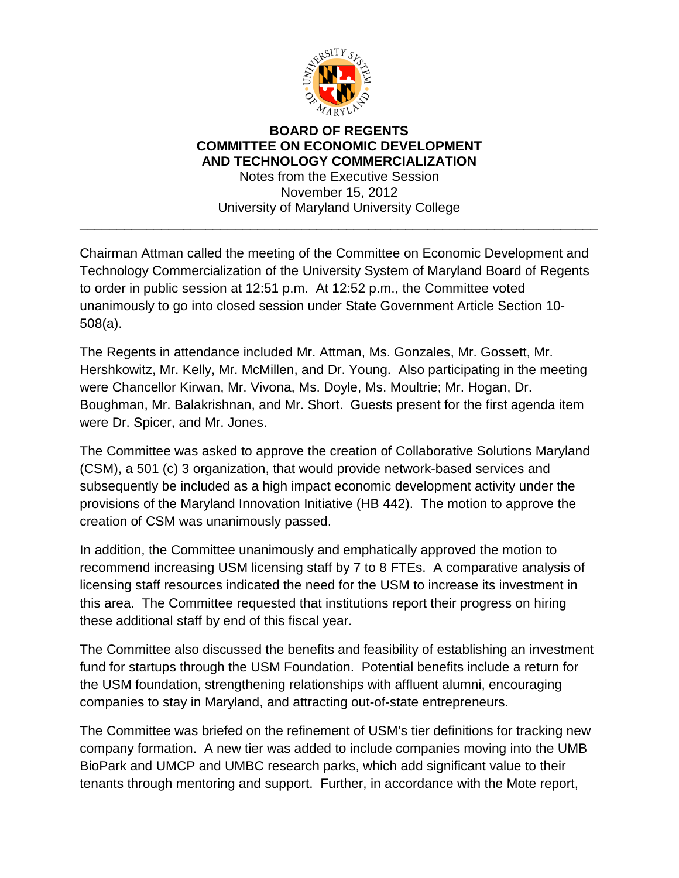**BOARD OF REGENTS**
**COMMITTEE ON ECONOMIC DEVELOPMENT**
**AND TECHNOLOGY COMMERCIALIZATION**

Notes from the Executive Session
November 15, 2012
University of Maryland University College

---

Chairman Attman called the meeting of the Committee on Economic Development and Technology Commercialization of the University System of Maryland Board of Regents to order in public session at 12:51 p.m. At 12:52 p.m., the Committee voted unanimously to go into closed session under State Government Article Section 10-508(a).

The Regents in attendance included Mr. Attman, Ms. Gonzales, Mr. Gossett, Mr. Hershkowitz, Mr. Kelly, Mr. McMillen, and Dr. Young. Also participating in the meeting were Chancellor Kirwan, Mr. Vivona, Ms. Doyle, Ms. Moultrie; Mr. Hogan, Dr. Boughman, Mr. Balakrishnan, and Mr. Short. Guests present for the first agenda item were Dr. Spicer, and Mr. Jones.

The Committee was asked to approve the creation of Collaborative Solutions Maryland (CSM), a 501 (c) 3 organization, that would provide network-based services and subsequently be included as a high impact economic development activity under the provisions of the Maryland Innovation Initiative (HB 442). The motion to approve the creation of CSM was unanimously passed.

In addition, the Committee unanimously and emphatically approved the motion to recommend increasing USM licensing staff by 7 to 8 FTEs. A comparative analysis of licensing staff resources indicated the need for the USM to increase its investment in this area. The Committee requested that institutions report their progress on hiring these additional staff by end of this fiscal year.

The Committee also discussed the benefits and feasibility of establishing an investment fund for startups through the USM Foundation. Potential benefits include a return for the USM foundation, strengthening relationships with affluent alumni, encouraging companies to stay in Maryland, and attracting out-of-state entrepreneurs.

The Committee was briefed on the refinement of USM's tier definitions for tracking new company formation. A new tier was added to include companies moving into the UMB BioPark and UMCP and UMBC research parks, which add significant value to their tenants through mentoring and support. Further, in accordance with the Mote report,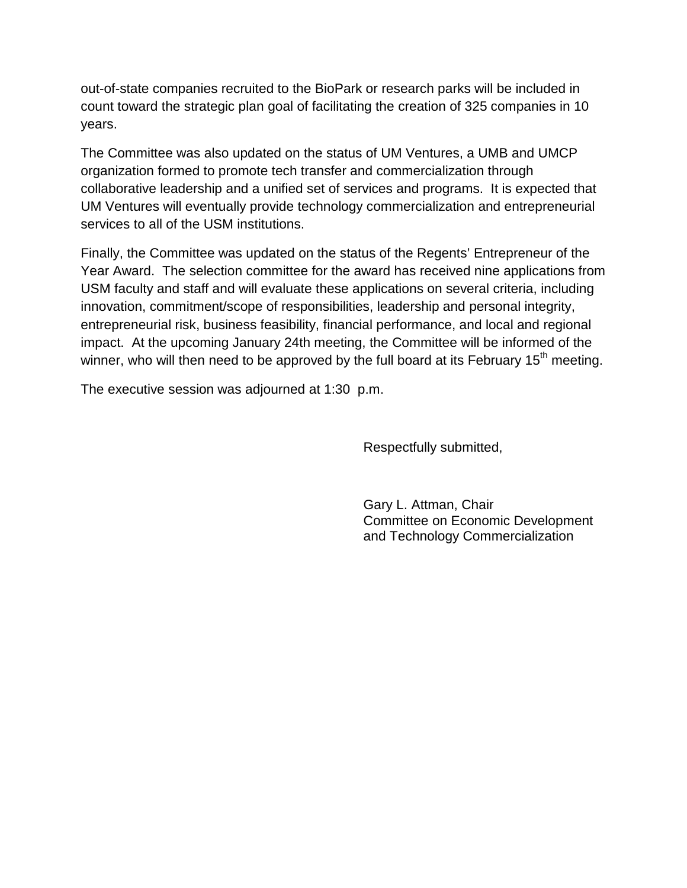out-of-state companies recruited to the BioPark or research parks will be included in count toward the strategic plan goal of facilitating the creation of 325 companies in 10 years.

The Committee was also updated on the status of UM Ventures, a UMB and UMCP organization formed to promote tech transfer and commercialization through collaborative leadership and a unified set of services and programs. It is expected that UM Ventures will eventually provide technology commercialization and entrepreneurial services to all of the USM institutions.

Finally, the Committee was updated on the status of the Regents' Entrepreneur of the Year Award. The selection committee for the award has received nine applications from USM faculty and staff and will evaluate these applications on several criteria, including innovation, commitment/scope of responsibilities, leadership and personal integrity, entrepreneurial risk, business feasibility, financial performance, and local and regional impact. At the upcoming January 24th meeting, the Committee will be informed of the winner, who will then need to be approved by the full board at its February 15th meeting.

The executive session was adjourned at 1:30 p.m.

Respectfully submitted,

Gary L. Attman, Chair
Committee on Economic Development and Technology Commercialization